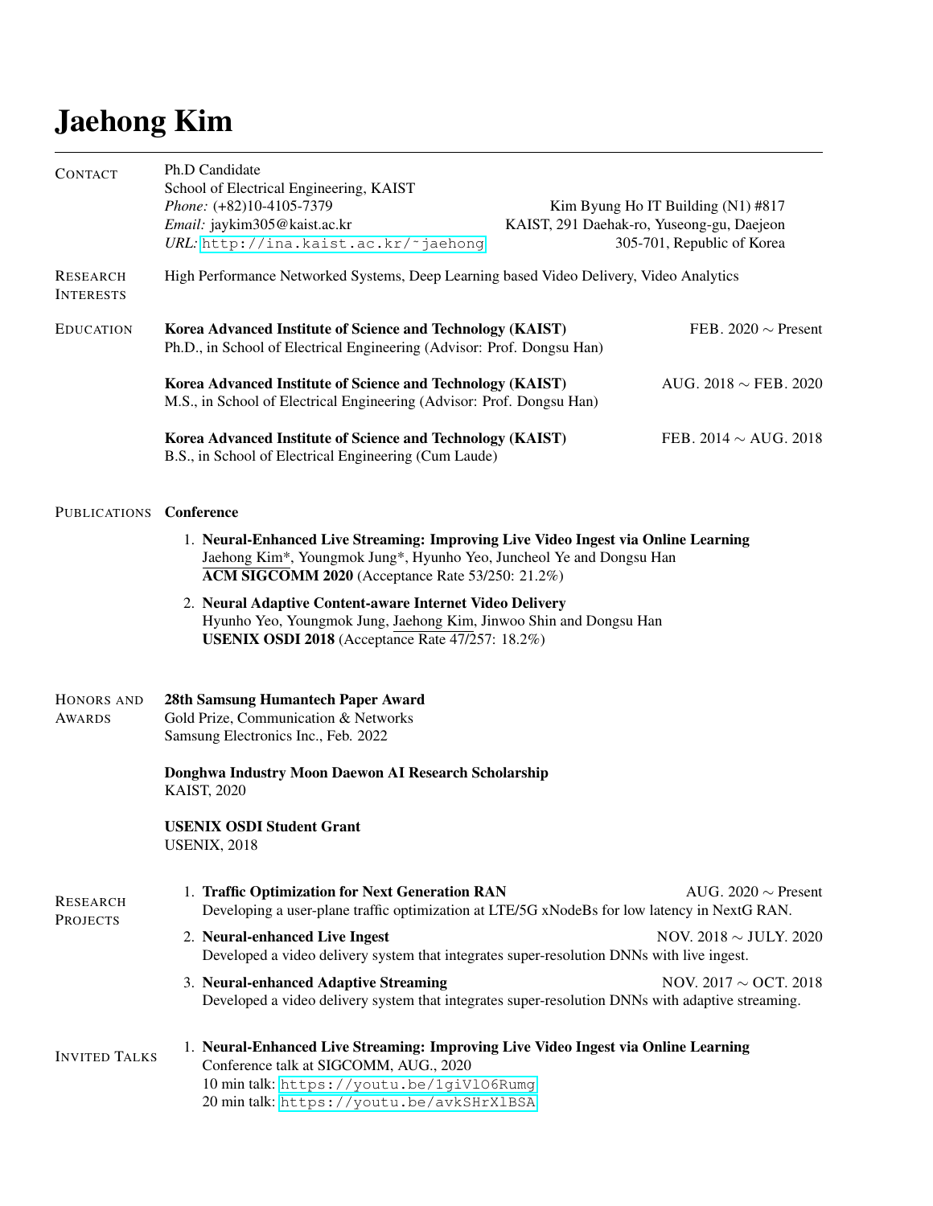# Jaehong Kim

## Contact

Ph.D Candidate
School of Electrical Engineering, KAIST
*Phone:* (+82)10-4105-7379
*Email:* jaykim305@kaist.ac.kr
*URL:* http://ina.kaist.ac.kr/~jaehong

Kim Byung Ho IT Building (N1) #817
KAIST, 291 Daehak-ro, Yuseong-gu, Daejeon
305-701, Republic of Korea

## Research Interests

High Performance Networked Systems, Deep Learning based Video Delivery, Video Analytics

## Education

**Korea Advanced Institute of Science and Technology (KAIST)** — FEB. 2020 ∼ Present
Ph.D., in School of Electrical Engineering (Advisor: Prof. Dongsu Han)

**Korea Advanced Institute of Science and Technology (KAIST)** — AUG. 2018 ∼ FEB. 2020
M.S., in School of Electrical Engineering (Advisor: Prof. Dongsu Han)

**Korea Advanced Institute of Science and Technology (KAIST)** — FEB. 2014 ∼ AUG. 2018
B.S., in School of Electrical Engineering (Cum Laude)

## Publications

### Conference

1. **Neural-Enhanced Live Streaming: Improving Live Video Ingest via Online Learning**
   Jaehong Kim*, Youngmok Jung*, Hyunho Yeo, Juncheol Ye and Dongsu Han
   **ACM SIGCOMM 2020** (Acceptance Rate 53/250: 21.2%)
2. **Neural Adaptive Content-aware Internet Video Delivery**
   Hyunho Yeo, Youngmok Jung, Jaehong Kim, Jinwoo Shin and Dongsu Han
   **USENIX OSDI 2018** (Acceptance Rate 47/257: 18.2%)

## Honors and Awards

**28th Samsung Humantech Paper Award**
Gold Prize, Communication & Networks
Samsung Electronics Inc., Feb. 2022

**Donghwa Industry Moon Daewon AI Research Scholarship**
KAIST, 2020

**USENIX OSDI Student Grant**
USENIX, 2018

## Research Projects

1. **Traffic Optimization for Next Generation RAN** — AUG. 2020 ∼ Present
   Developing a user-plane traffic optimization at LTE/5G xNodeBs for low latency in NextG RAN.
2. **Neural-enhanced Live Ingest** — NOV. 2018 ∼ JULY. 2020
   Developed a video delivery system that integrates super-resolution DNNs with live ingest.
3. **Neural-enhanced Adaptive Streaming** — NOV. 2017 ∼ OCT. 2018
   Developed a video delivery system that integrates super-resolution DNNs with adaptive streaming.

## Invited Talks

1. **Neural-Enhanced Live Streaming: Improving Live Video Ingest via Online Learning**
   Conference talk at SIGCOMM, AUG., 2020
   10 min talk: https://youtu.be/1giVlO6Rumg
   20 min talk: https://youtu.be/avkSHrXlBSA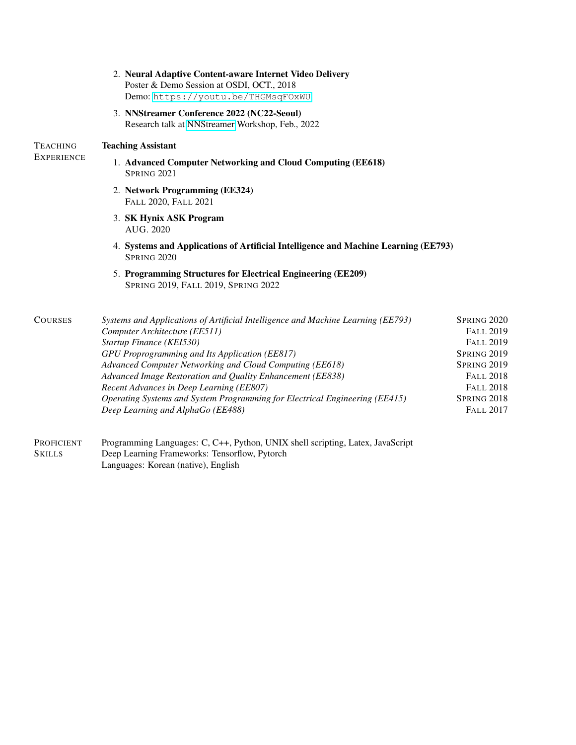2. **Neural Adaptive Content-aware Internet Video Delivery**
   Poster & Demo Session at OSDI, OCT., 2018
   Demo: https://youtu.be/THGMsqFOxWU

3. **NNStreamer Conference 2022 (NC22-Seoul)**
   Research talk at NNStreamer Workshop, Feb., 2022

## Teaching Experience

**Teaching Assistant**

1. **Advanced Computer Networking and Cloud Computing (EE618)**
   SPRING 2021

2. **Network Programming (EE324)**
   FALL 2020, FALL 2021

3. **SK Hynix ASK Program**
   AUG. 2020

4. **Systems and Applications of Artificial Intelligence and Machine Learning (EE793)**
   SPRING 2020

5. **Programming Structures for Electrical Engineering (EE209)**
   SPRING 2019, FALL 2019, SPRING 2022

## Courses

| | |
|---|---|
| *Systems and Applications of Artificial Intelligence and Machine Learning (EE793)* | SPRING 2020 |
| *Computer Architecture (EE511)* | FALL 2019 |
| *Startup Finance (KEI530)* | FALL 2019 |
| *GPU Proprogramming and Its Application (EE817)* | SPRING 2019 |
| *Advanced Computer Networking and Cloud Computing (EE618)* | SPRING 2019 |
| *Advanced Image Restoration and Quality Enhancement (EE838)* | FALL 2018 |
| *Recent Advances in Deep Learning (EE807)* | FALL 2018 |
| *Operating Systems and System Programming for Electrical Engineering (EE415)* | SPRING 2018 |
| *Deep Learning and AlphaGo (EE488)* | FALL 2017 |

## Proficient Skills

Programming Languages: C, C++, Python, UNIX shell scripting, Latex, JavaScript
Deep Learning Frameworks: Tensorflow, Pytorch
Languages: Korean (native), English